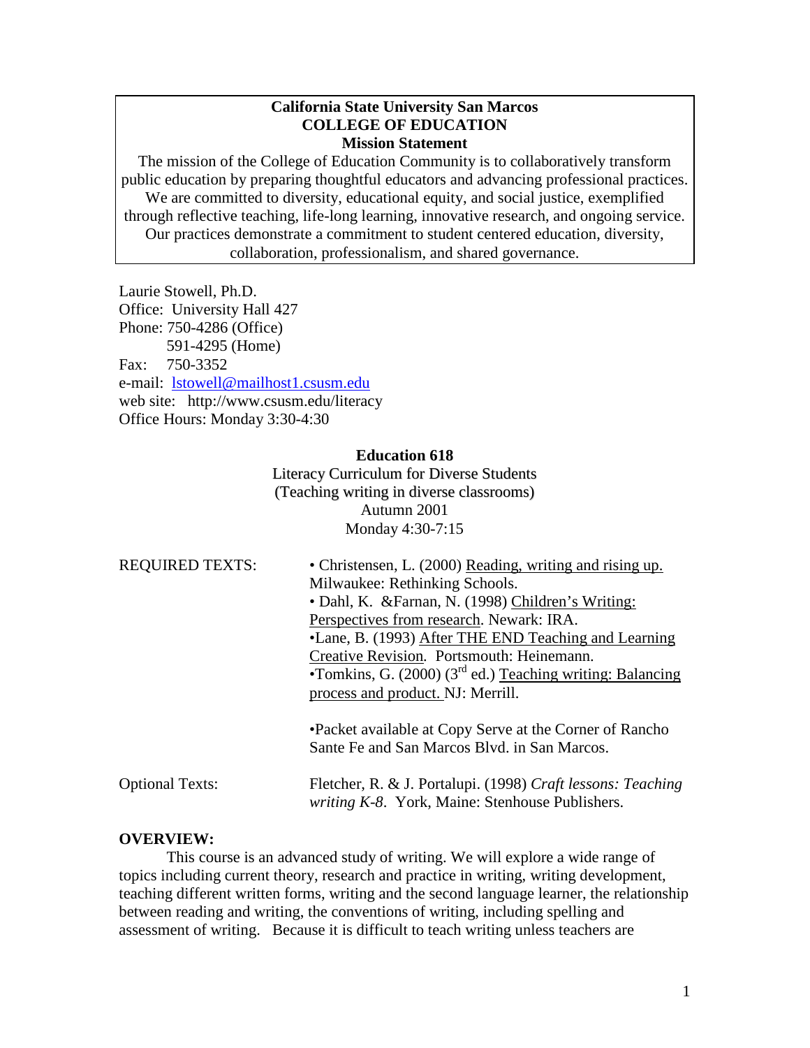**California State University San Marcos**
**COLLEGE OF EDUCATION**
**Mission Statement**

The mission of the College of Education Community is to collaboratively transform public education by preparing thoughtful educators and advancing professional practices. We are committed to diversity, educational equity, and social justice, exemplified through reflective teaching, life-long learning, innovative research, and ongoing service. Our practices demonstrate a commitment to student centered education, diversity, collaboration, professionalism, and shared governance.

Laurie Stowell, Ph.D.
Office: University Hall 427
Phone: 750-4286 (Office)
591-4295 (Home)
Fax: 750-3352
e-mail: lstowell@mailhost1.csusm.edu
web site: http://www.csusm.edu/literacy
Office Hours: Monday 3:30-4:30

**Education 618**

Literacy Curriculum for Diverse Students
(Teaching writing in diverse classrooms)
Autumn 2001
Monday 4:30-7:15

REQUIRED TEXTS:

- Christensen, L. (2000) Reading, writing and rising up. Milwaukee: Rethinking Schools.
- Dahl, K. &Farnan, N. (1998) Children's Writing: Perspectives from research. Newark: IRA.
- Lane, B. (1993) After THE END Teaching and Learning Creative Revision. Portsmouth: Heinemann.
- Tomkins, G. (2000) (3rd ed.) Teaching writing: Balancing process and product. NJ: Merrill.

- Packet available at Copy Serve at the Corner of Rancho Sante Fe and San Marcos Blvd. in San Marcos.

Optional Texts: Fletcher, R. & J. Portalupi. (1998) *Craft lessons: Teaching writing K-8*. York, Maine: Stenhouse Publishers.

**OVERVIEW:**

This course is an advanced study of writing. We will explore a wide range of topics including current theory, research and practice in writing, writing development, teaching different written forms, writing and the second language learner, the relationship between reading and writing, the conventions of writing, including spelling and assessment of writing. Because it is difficult to teach writing unless teachers are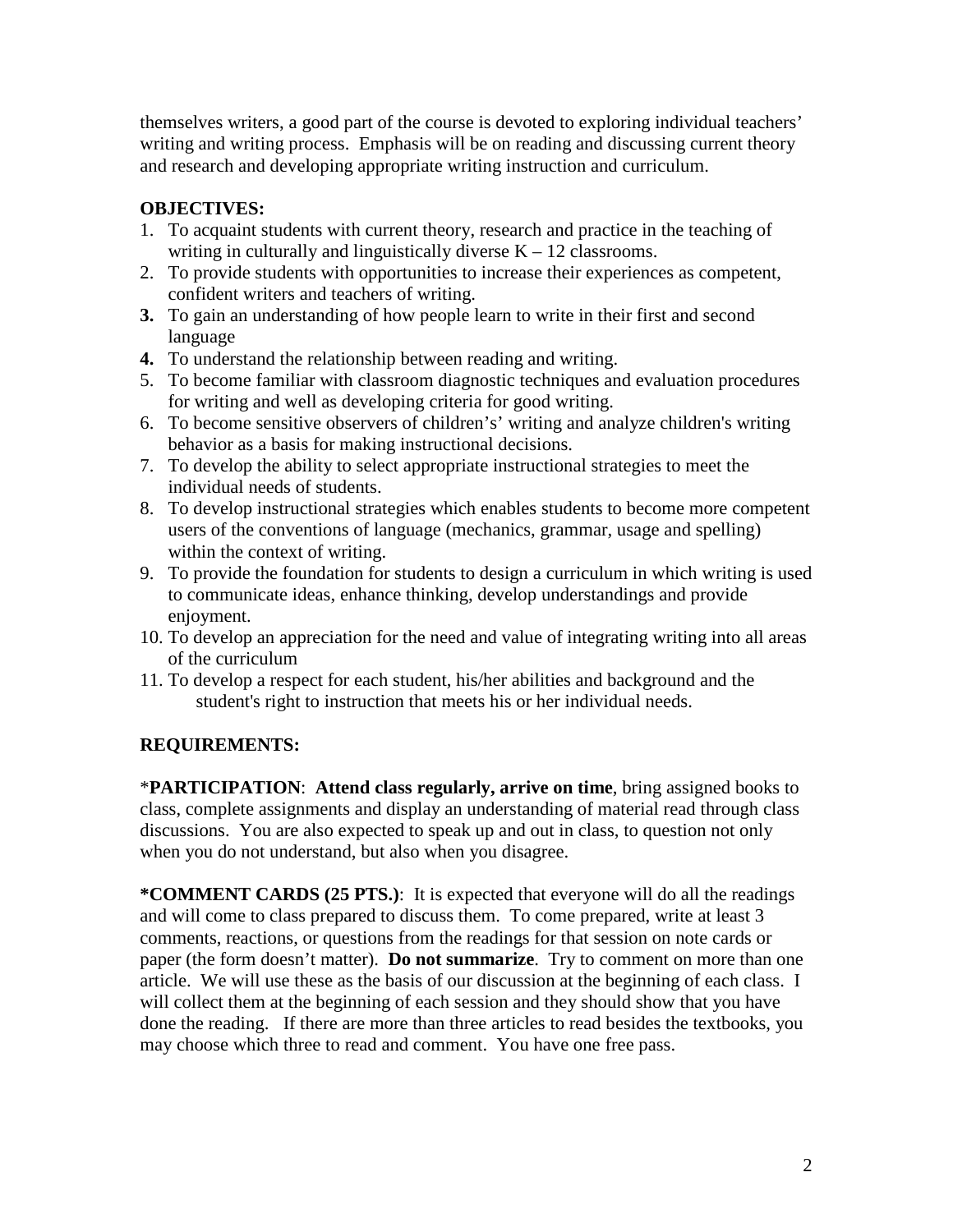themselves writers, a good part of the course is devoted to exploring individual teachers' writing and writing process. Emphasis will be on reading and discussing current theory and research and developing appropriate writing instruction and curriculum.

**OBJECTIVES:**

1. To acquaint students with current theory, research and practice in the teaching of writing in culturally and linguistically diverse K – 12 classrooms.
2. To provide students with opportunities to increase their experiences as competent, confident writers and teachers of writing.
3. To gain an understanding of how people learn to write in their first and second language
4. To understand the relationship between reading and writing.
5. To become familiar with classroom diagnostic techniques and evaluation procedures for writing and well as developing criteria for good writing.
6. To become sensitive observers of children's' writing and analyze children's writing behavior as a basis for making instructional decisions.
7. To develop the ability to select appropriate instructional strategies to meet the individual needs of students.
8. To develop instructional strategies which enables students to become more competent users of the conventions of language (mechanics, grammar, usage and spelling) within the context of writing.
9. To provide the foundation for students to design a curriculum in which writing is used to communicate ideas, enhance thinking, develop understandings and provide enjoyment.
10. To develop an appreciation for the need and value of integrating writing into all areas of the curriculum
11. To develop a respect for each student, his/her abilities and background and the student's right to instruction that meets his or her individual needs.

**REQUIREMENTS:**

*__PARTICIPATION__: **Attend class regularly, arrive on time**, bring assigned books to class, complete assignments and display an understanding of material read through class discussions. You are also expected to speak up and out in class, to question not only when you do not understand, but also when you disagree.

**\*COMMENT CARDS (25 PTS.)**: It is expected that everyone will do all the readings and will come to class prepared to discuss them. To come prepared, write at least 3 comments, reactions, or questions from the readings for that session on note cards or paper (the form doesn't matter). **Do not summarize**. Try to comment on more than one article. We will use these as the basis of our discussion at the beginning of each class. I will collect them at the beginning of each session and they should show that you have done the reading. If there are more than three articles to read besides the textbooks, you may choose which three to read and comment. You have one free pass.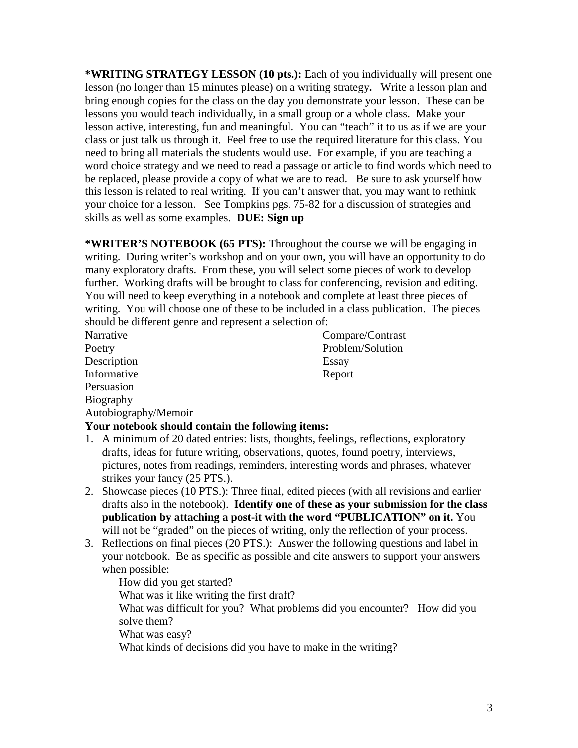**\*WRITING STRATEGY LESSON (10 pts.):** Each of you individually will present one lesson (no longer than 15 minutes please) on a writing strategy**.** Write a lesson plan and bring enough copies for the class on the day you demonstrate your lesson. These can be lessons you would teach individually, in a small group or a whole class. Make your lesson active, interesting, fun and meaningful. You can "teach" it to us as if we are your class or just talk us through it. Feel free to use the required literature for this class. You need to bring all materials the students would use. For example, if you are teaching a word choice strategy and we need to read a passage or article to find words which need to be replaced, please provide a copy of what we are to read. Be sure to ask yourself how this lesson is related to real writing. If you can't answer that, you may want to rethink your choice for a lesson. See Tompkins pgs. 75-82 for a discussion of strategies and skills as well as some examples. **DUE: Sign up**

**\*WRITER'S NOTEBOOK (65 PTS):** Throughout the course we will be engaging in writing. During writer's workshop and on your own, you will have an opportunity to do many exploratory drafts. From these, you will select some pieces of work to develop further. Working drafts will be brought to class for conferencing, revision and editing. You will need to keep everything in a notebook and complete at least three pieces of writing. You will choose one of these to be included in a class publication. The pieces should be different genre and represent a selection of:

- Narrative
- Poetry
- Description
- Informative
- Persuasion
- Biography
- Autobiography/Memoir
- Compare/Contrast
- Problem/Solution
- Essay
- Report

**Your notebook should contain the following items:**

1. A minimum of 20 dated entries: lists, thoughts, feelings, reflections, exploratory drafts, ideas for future writing, observations, quotes, found poetry, interviews, pictures, notes from readings, reminders, interesting words and phrases, whatever strikes your fancy (25 PTS.).
2. Showcase pieces (10 PTS.): Three final, edited pieces (with all revisions and earlier drafts also in the notebook). **Identify one of these as your submission for the class publication by attaching a post-it with the word "PUBLICATION" on it.** You will not be "graded" on the pieces of writing, only the reflection of your process.
3. Reflections on final pieces (20 PTS.): Answer the following questions and label in your notebook. Be as specific as possible and cite answers to support your answers when possible:

    How did you get started?

    What was it like writing the first draft?

    What was difficult for you? What problems did you encounter? How did you solve them?

    What was easy?

    What kinds of decisions did you have to make in the writing?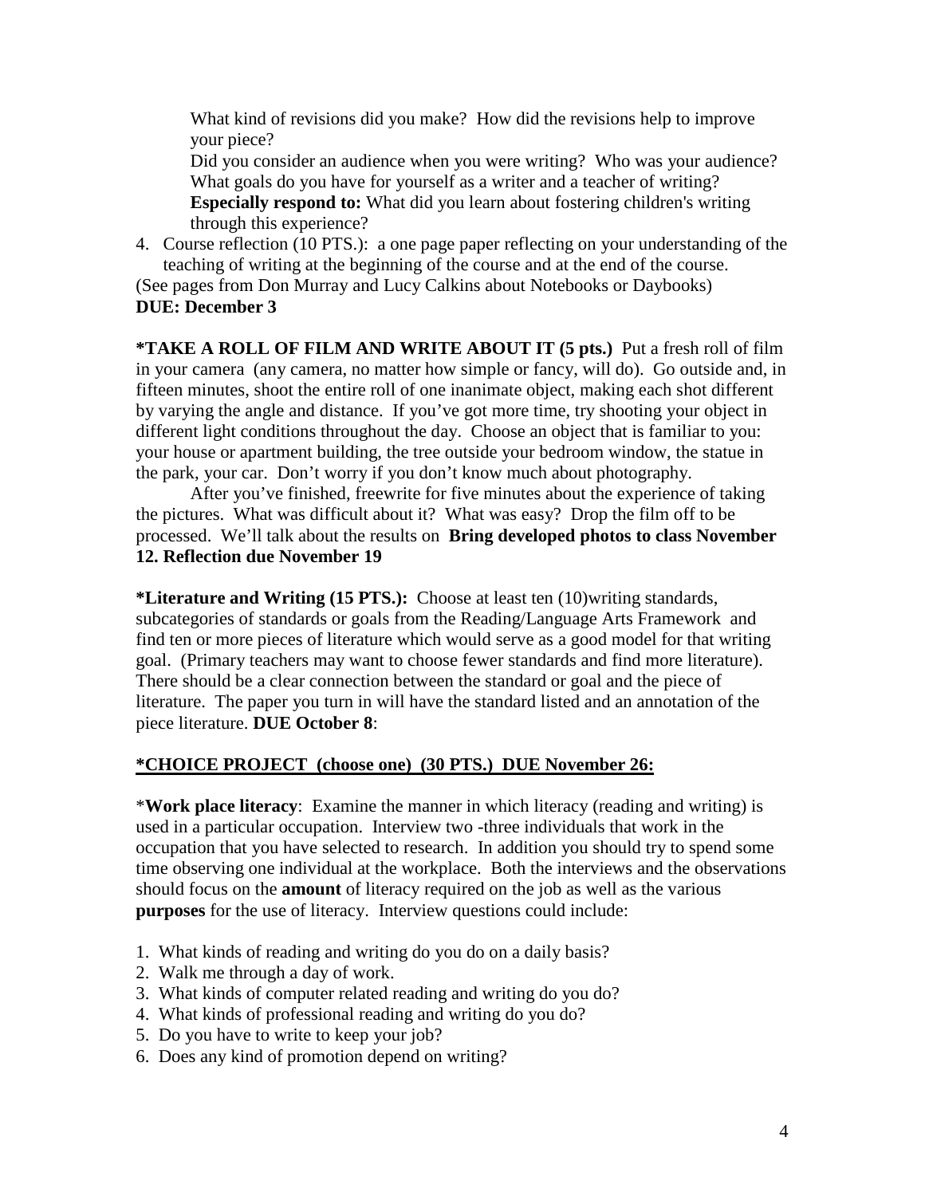What kind of revisions did you make? How did the revisions help to improve your piece?
Did you consider an audience when you were writing? Who was your audience?
What goals do you have for yourself as a writer and a teacher of writing?
**Especially respond to:** What did you learn about fostering children's writing through this experience?

4. Course reflection (10 PTS.): a one page paper reflecting on your understanding of the teaching of writing at the beginning of the course and at the end of the course.

(See pages from Don Murray and Lucy Calkins about Notebooks or Daybooks)
**DUE: December 3**

***TAKE A ROLL OF FILM AND WRITE ABOUT IT (5 pts.)** Put a fresh roll of film in your camera (any camera, no matter how simple or fancy, will do). Go outside and, in fifteen minutes, shoot the entire roll of one inanimate object, making each shot different by varying the angle and distance. If you've got more time, try shooting your object in different light conditions throughout the day. Choose an object that is familiar to you: your house or apartment building, the tree outside your bedroom window, the statue in the park, your car. Don't worry if you don't know much about photography.

After you've finished, freewrite for five minutes about the experience of taking the pictures. What was difficult about it? What was easy? Drop the film off to be processed. We'll talk about the results on **Bring developed photos to class November 12. Reflection due November 19**

***Literature and Writing (15 PTS.):** Choose at least ten (10)writing standards, subcategories of standards or goals from the Reading/Language Arts Framework and find ten or more pieces of literature which would serve as a good model for that writing goal. (Primary teachers may want to choose fewer standards and find more literature). There should be a clear connection between the standard or goal and the piece of literature. The paper you turn in will have the standard listed and an annotation of the piece literature. **DUE October 8**:

<u>**\*CHOICE PROJECT (choose one) (30 PTS.) DUE November 26:**</u>

*__Work place literacy__: Examine the manner in which literacy (reading and writing) is used in a particular occupation. Interview two -three individuals that work in the occupation that you have selected to research. In addition you should try to spend some time observing one individual at the workplace. Both the interviews and the observations should focus on the **amount** of literacy required on the job as well as the various **purposes** for the use of literacy. Interview questions could include:

1. What kinds of reading and writing do you do on a daily basis?
2. Walk me through a day of work.
3. What kinds of computer related reading and writing do you do?
4. What kinds of professional reading and writing do you do?
5. Do you have to write to keep your job?
6. Does any kind of promotion depend on writing?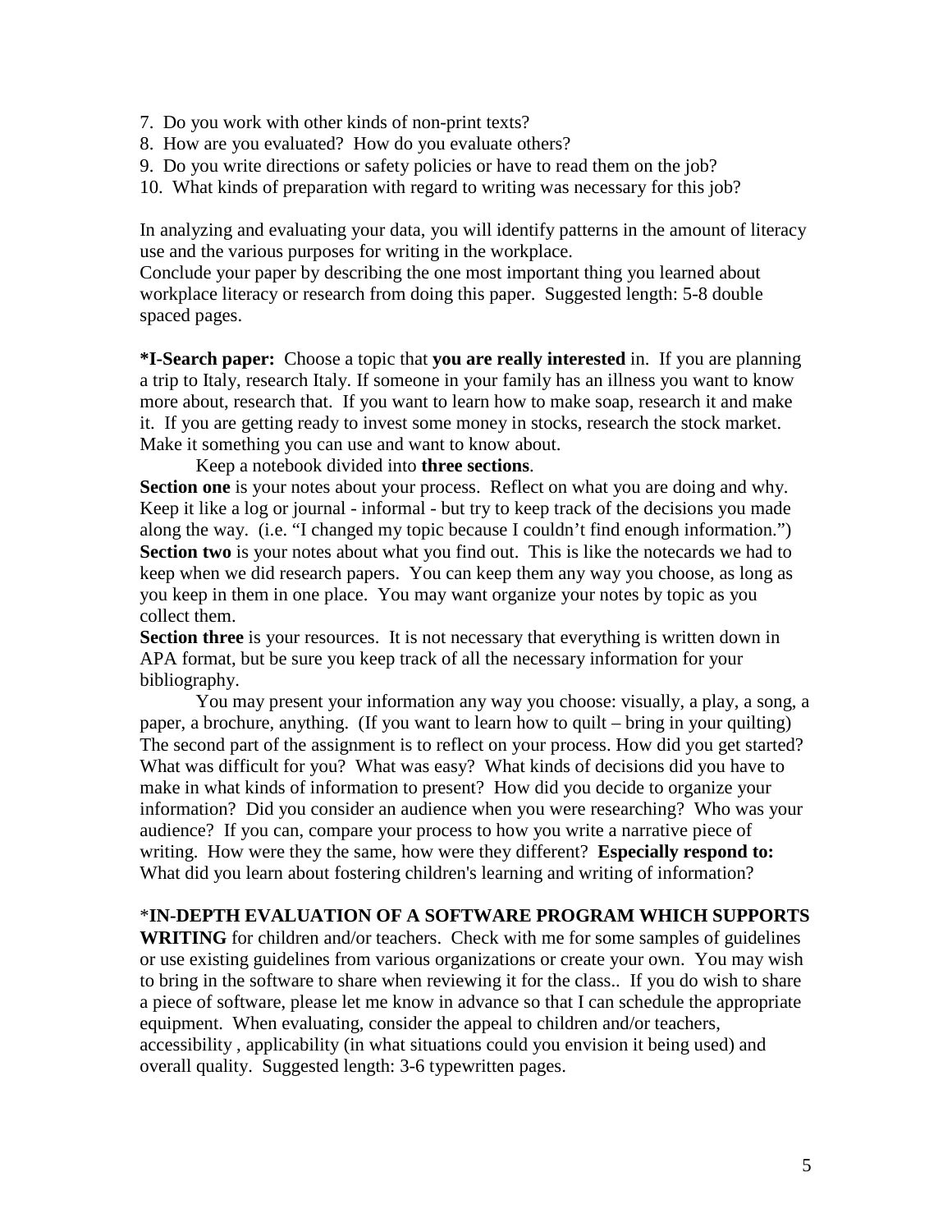7. Do you work with other kinds of non-print texts?
8. How are you evaluated? How do you evaluate others?
9. Do you write directions or safety policies or have to read them on the job?
10. What kinds of preparation with regard to writing was necessary for this job?

In analyzing and evaluating your data, you will identify patterns in the amount of literacy use and the various purposes for writing in the workplace.
Conclude your paper by describing the one most important thing you learned about workplace literacy or research from doing this paper. Suggested length: 5-8 double spaced pages.

**\*I-Search paper:** Choose a topic that **you are really interested** in. If you are planning a trip to Italy, research Italy. If someone in your family has an illness you want to know more about, research that. If you want to learn how to make soap, research it and make it. If you are getting ready to invest some money in stocks, research the stock market. Make it something you can use and want to know about.

Keep a notebook divided into **three sections**.

**Section one** is your notes about your process. Reflect on what you are doing and why. Keep it like a log or journal - informal - but try to keep track of the decisions you made along the way. (i.e. "I changed my topic because I couldn't find enough information.")
**Section two** is your notes about what you find out. This is like the notecards we had to keep when we did research papers. You can keep them any way you choose, as long as you keep in them in one place. You may want organize your notes by topic as you collect them.
**Section three** is your resources. It is not necessary that everything is written down in APA format, but be sure you keep track of all the necessary information for your bibliography.

You may present your information any way you choose: visually, a play, a song, a paper, a brochure, anything. (If you want to learn how to quilt – bring in your quilting) The second part of the assignment is to reflect on your process. How did you get started? What was difficult for you? What was easy? What kinds of decisions did you have to make in what kinds of information to present? How did you decide to organize your information? Did you consider an audience when you were researching? Who was your audience? If you can, compare your process to how you write a narrative piece of writing. How were they the same, how were they different? **Especially respond to:** What did you learn about fostering children's learning and writing of information?

\***IN-DEPTH EVALUATION OF A SOFTWARE PROGRAM WHICH SUPPORTS WRITING** for children and/or teachers. Check with me for some samples of guidelines or use existing guidelines from various organizations or create your own. You may wish to bring in the software to share when reviewing it for the class.. If you do wish to share a piece of software, please let me know in advance so that I can schedule the appropriate equipment. When evaluating, consider the appeal to children and/or teachers, accessibility , applicability (in what situations could you envision it being used) and overall quality. Suggested length: 3-6 typewritten pages.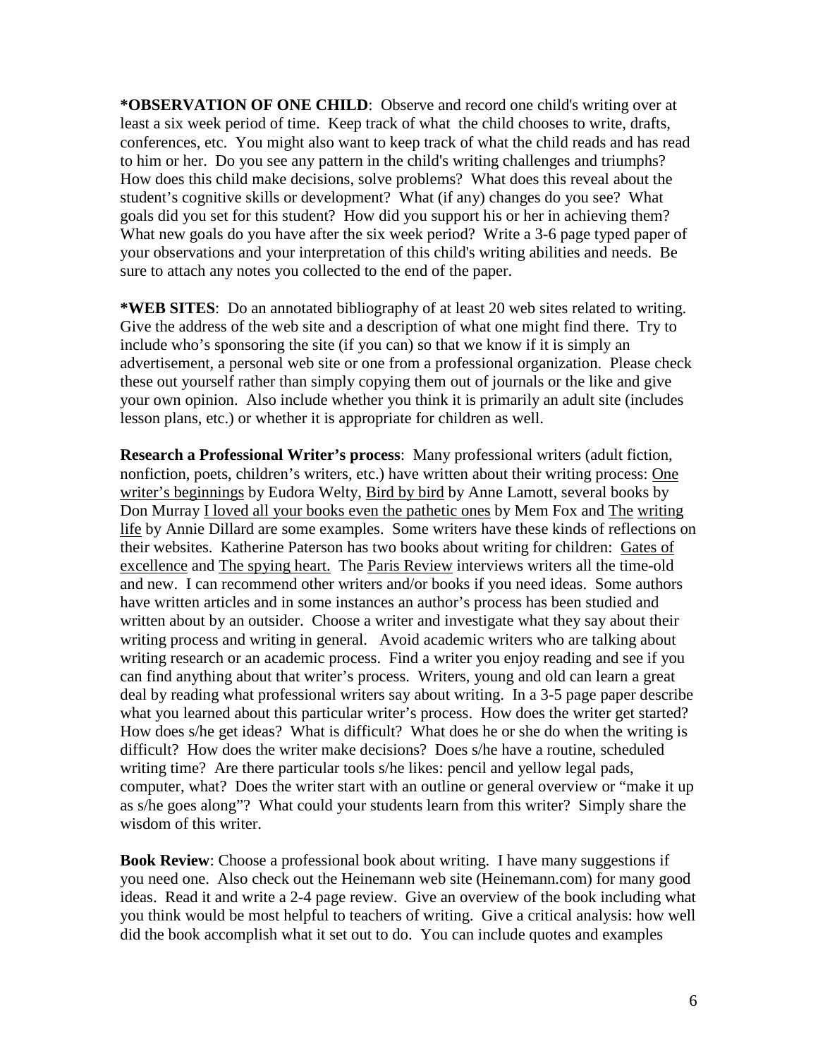**\*OBSERVATION OF ONE CHILD**: Observe and record one child's writing over at least a six week period of time. Keep track of what the child chooses to write, drafts, conferences, etc. You might also want to keep track of what the child reads and has read to him or her. Do you see any pattern in the child's writing challenges and triumphs? How does this child make decisions, solve problems? What does this reveal about the student's cognitive skills or development? What (if any) changes do you see? What goals did you set for this student? How did you support his or her in achieving them? What new goals do you have after the six week period? Write a 3-6 page typed paper of your observations and your interpretation of this child's writing abilities and needs. Be sure to attach any notes you collected to the end of the paper.

**\*WEB SITES**: Do an annotated bibliography of at least 20 web sites related to writing. Give the address of the web site and a description of what one might find there. Try to include who's sponsoring the site (if you can) so that we know if it is simply an advertisement, a personal web site or one from a professional organization. Please check these out yourself rather than simply copying them out of journals or the like and give your own opinion. Also include whether you think it is primarily an adult site (includes lesson plans, etc.) or whether it is appropriate for children as well.

**Research a Professional Writer's process**: Many professional writers (adult fiction, nonfiction, poets, children's writers, etc.) have written about their writing process: <u>One writer's beginnings</u> by Eudora Welty, <u>Bird by bird</u> by Anne Lamott, several books by Don Murray <u>I loved all your books even the pathetic ones</u> by Mem Fox and <u>The writing life</u> by Annie Dillard are some examples. Some writers have these kinds of reflections on their websites. Katherine Paterson has two books about writing for children: <u>Gates of excellence</u> and <u>The spying heart.</u> The <u>Paris Review</u> interviews writers all the time-old and new. I can recommend other writers and/or books if you need ideas. Some authors have written articles and in some instances an author's process has been studied and written about by an outsider. Choose a writer and investigate what they say about their writing process and writing in general. Avoid academic writers who are talking about writing research or an academic process. Find a writer you enjoy reading and see if you can find anything about that writer's process. Writers, young and old can learn a great deal by reading what professional writers say about writing. In a 3-5 page paper describe what you learned about this particular writer's process. How does the writer get started? How does s/he get ideas? What is difficult? What does he or she do when the writing is difficult? How does the writer make decisions? Does s/he have a routine, scheduled writing time? Are there particular tools s/he likes: pencil and yellow legal pads, computer, what? Does the writer start with an outline or general overview or "make it up as s/he goes along"? What could your students learn from this writer? Simply share the wisdom of this writer.

**Book Review**: Choose a professional book about writing. I have many suggestions if you need one. Also check out the Heinemann web site (Heinemann.com) for many good ideas. Read it and write a 2-4 page review. Give an overview of the book including what you think would be most helpful to teachers of writing. Give a critical analysis: how well did the book accomplish what it set out to do. You can include quotes and examples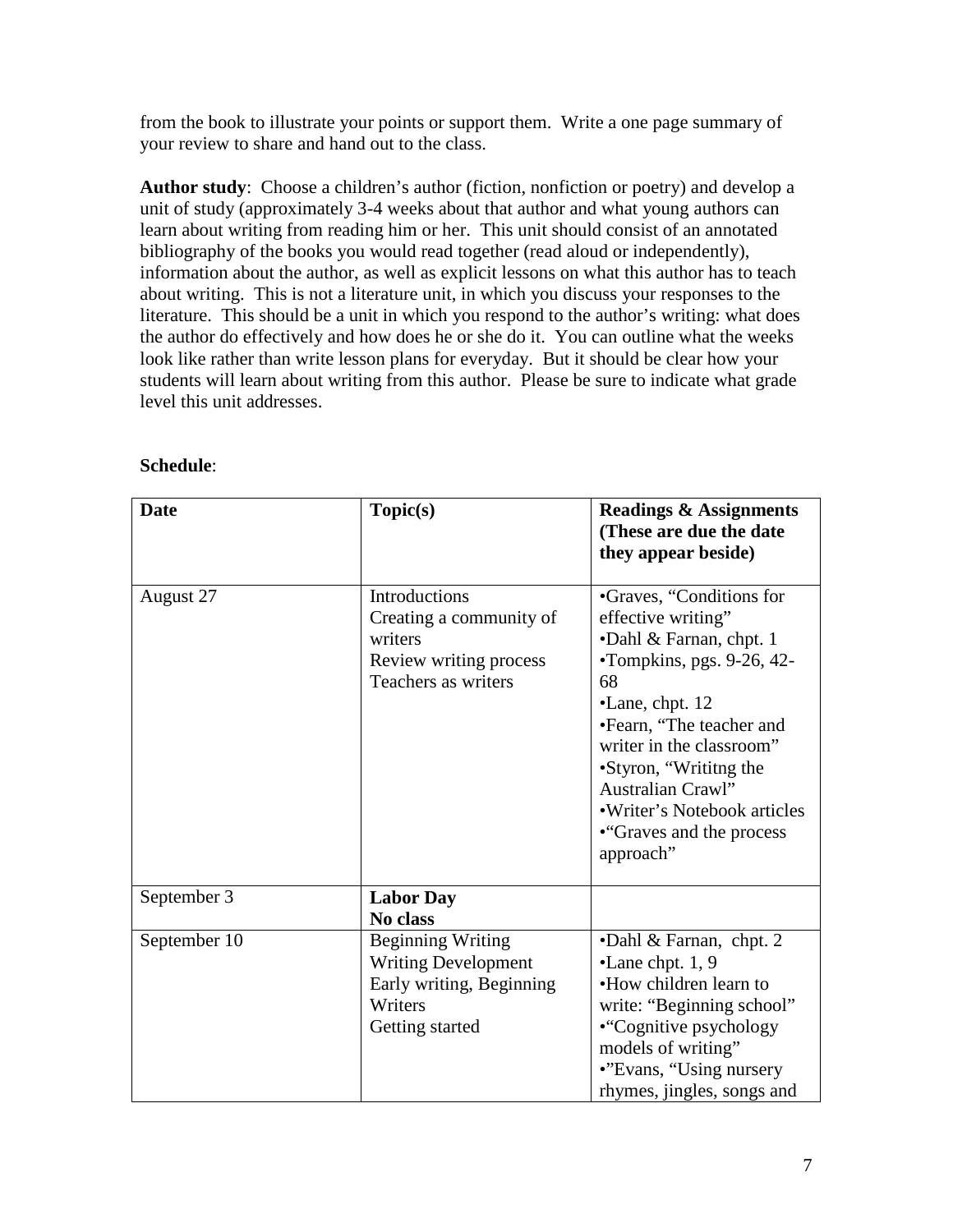from the book to illustrate your points or support them. Write a one page summary of your review to share and hand out to the class.

**Author study**: Choose a children's author (fiction, nonfiction or poetry) and develop a unit of study (approximately 3-4 weeks about that author and what young authors can learn about writing from reading him or her. This unit should consist of an annotated bibliography of the books you would read together (read aloud or independently), information about the author, as well as explicit lessons on what this author has to teach about writing. This is not a literature unit, in which you discuss your responses to the literature. This should be a unit in which you respond to the author's writing: what does the author do effectively and how does he or she do it. You can outline what the weeks look like rather than write lesson plans for everyday. But it should be clear how your students will learn about writing from this author. Please be sure to indicate what grade level this unit addresses.

**Schedule**:

| **Date** | **Topic(s)** | **Readings & Assignments (These are due the date they appear beside)** |
|---|---|---|
| August 27 | Introductions<br>Creating a community of writers<br>Review writing process<br>Teachers as writers | •Graves, "Conditions for effective writing"<br>•Dahl & Farnan, chpt. 1<br>•Tompkins, pgs. 9-26, 42-68<br>•Lane, chpt. 12<br>•Fearn, "The teacher and writer in the classroom"<br>•Styron, "Writitng the Australian Crawl"<br>•Writer's Notebook articles<br>•"Graves and the process approach" |
| September 3 | **Labor Day**<br>**No class** | |
| September 10 | Beginning Writing<br>Writing Development<br>Early writing, Beginning Writers<br>Getting started | •Dahl & Farnan, chpt. 2<br>•Lane chpt. 1, 9<br>•How children learn to write: "Beginning school"<br>•"Cognitive psychology models of writing"<br>•"Evans, "Using nursery rhymes, jingles, songs and |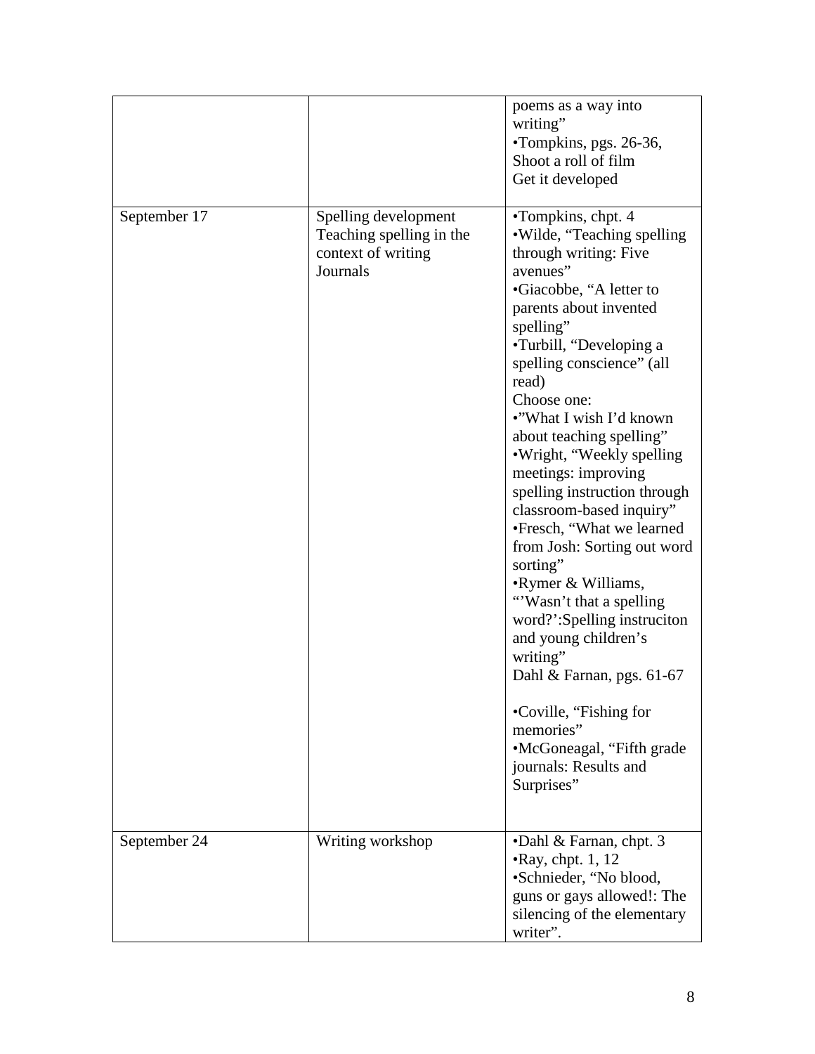| | | |
|---|---|---|
| | | poems as a way into writing"<br>•Tompkins, pgs. 26-36, Shoot a roll of film Get it developed |
| September 17 | Spelling development<br>Teaching spelling in the context of writing<br>Journals | •Tompkins, chpt. 4<br>•Wilde, "Teaching spelling through writing: Five avenues"<br>•Giacobbe, "A letter to parents about invented spelling"<br>•Turbill, "Developing a spelling conscience" (all read)<br>Choose one:<br>•"What I wish I'd known about teaching spelling"<br>•Wright, "Weekly spelling meetings: improving spelling instruction through classroom-based inquiry"<br>•Fresch, "What we learned from Josh: Sorting out word sorting"<br>•Rymer & Williams, "'Wasn't that a spelling word?':Spelling instruciton and young children's writing"<br>Dahl & Farnan, pgs. 61-67<br><br>•Coville, "Fishing for memories"<br>•McGoneagal, "Fifth grade journals: Results and Surprises" |
| September 24 | Writing workshop | •Dahl & Farnan, chpt. 3<br>•Ray, chpt. 1, 12<br>•Schnieder, "No blood, guns or gays allowed!: The silencing of the elementary writer". |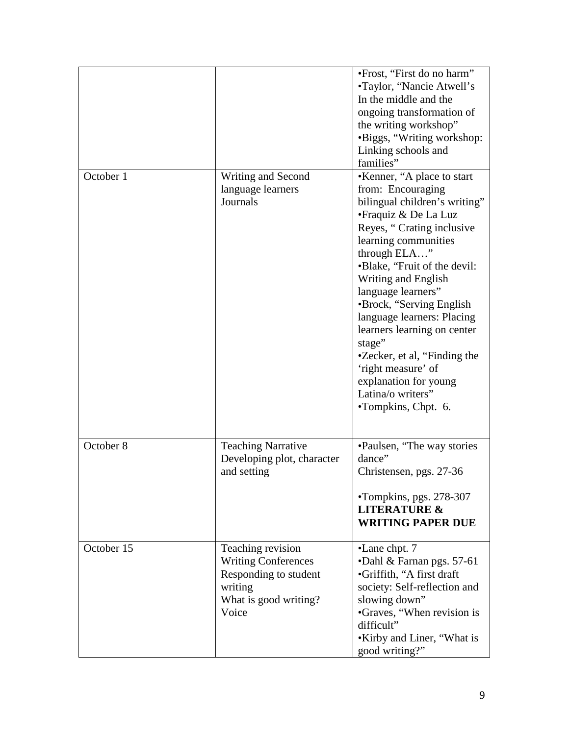| | | |
|---|---|---|
| | | •Frost, "First do no harm"<br>•Taylor, "Nancie Atwell's In the middle and the ongoing transformation of the writing workshop"<br>•Biggs, "Writing workshop: Linking schools and families" |
| October 1 | Writing and Second language learners<br>Journals | •Kenner, "A place to start from: Encouraging bilingual children's writing"<br>•Fraquiz & De La Luz Reyes, " Crating inclusive learning communities through ELA…"<br>•Blake, "Fruit of the devil: Writing and English language learners"<br>•Brock, "Serving English language learners: Placing learners learning on center stage"<br>•Zecker, et al, "Finding the 'right measure' of explanation for young Latina/o writers"<br>•Tompkins, Chpt. 6. |
| October 8 | Teaching Narrative<br>Developing plot, character and setting | •Paulsen, "The way stories dance"<br>Christensen, pgs. 27-36<br><br>•Tompkins, pgs. 278-307<br>**LITERATURE & WRITING PAPER DUE** |
| October 15 | Teaching revision<br>Writing Conferences<br>Responding to student writing<br>What is good writing?<br>Voice | •Lane chpt. 7<br>•Dahl & Farnan pgs. 57-61<br>•Griffith, "A first draft society: Self-reflection and slowing down"<br>•Graves, "When revision is difficult"<br>•Kirby and Liner, "What is good writing?" |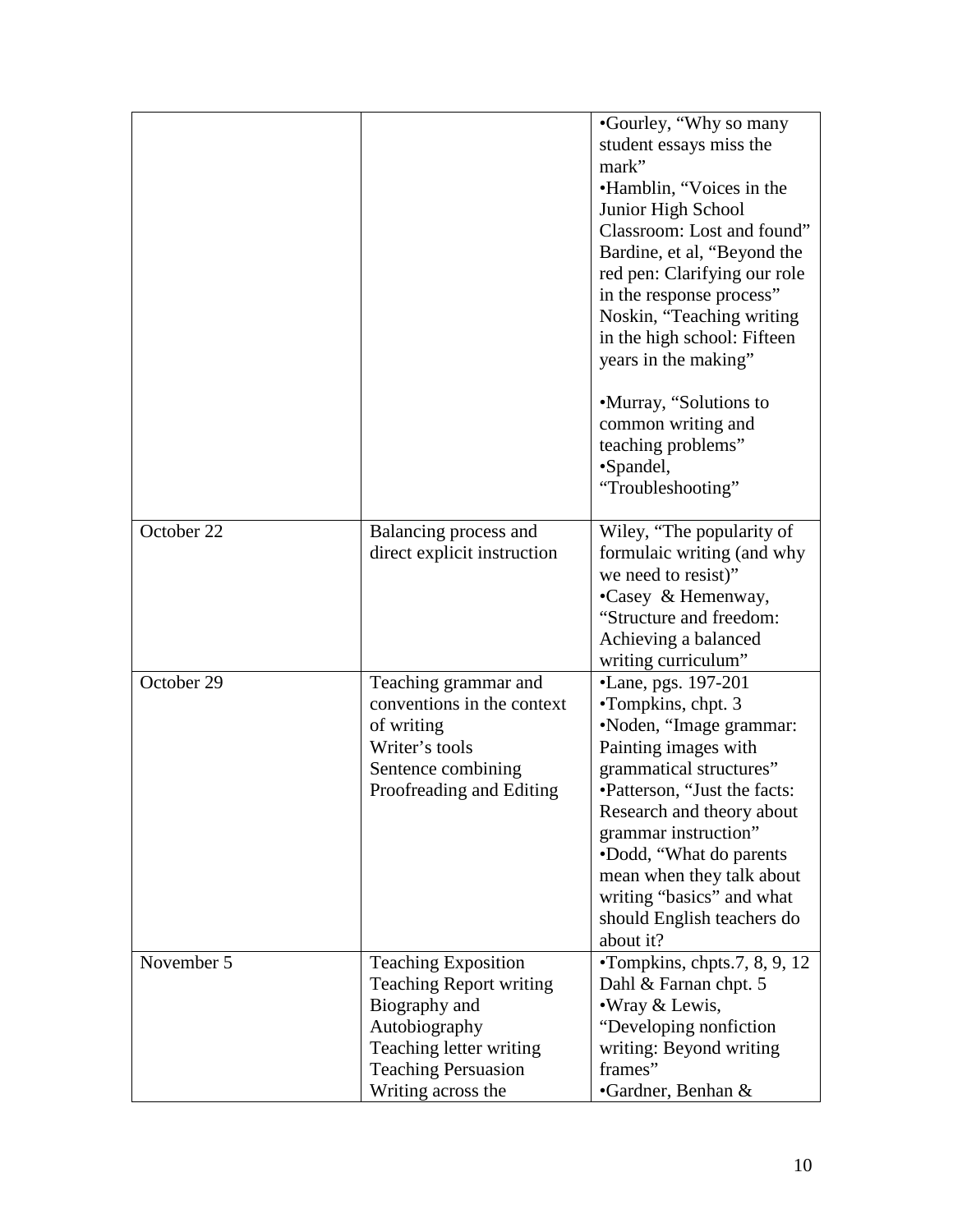| | | |
|---|---|---|
| | | •Gourley, "Why so many student essays miss the mark"<br>•Hamblin, "Voices in the Junior High School Classroom: Lost and found"<br>Bardine, et al, "Beyond the red pen: Clarifying our role in the response process"<br>Noskin, "Teaching writing in the high school: Fifteen years in the making"<br><br>•Murray, "Solutions to common writing and teaching problems"<br>•Spandel, "Troubleshooting" |
| October 22 | Balancing process and direct explicit instruction | Wiley, "The popularity of formulaic writing (and why we need to resist)"<br>•Casey & Hemenway, "Structure and freedom: Achieving a balanced writing curriculum" |
| October 29 | Teaching grammar and conventions in the context of writing<br>Writer's tools<br>Sentence combining<br>Proofreading and Editing | •Lane, pgs. 197-201<br>•Tompkins, chpt. 3<br>•Noden, "Image grammar: Painting images with grammatical structures"<br>•Patterson, "Just the facts: Research and theory about grammar instruction"<br>•Dodd, "What do parents mean when they talk about writing "basics" and what should English teachers do about it? |
| November 5 | Teaching Exposition<br>Teaching Report writing<br>Biography and Autobiography<br>Teaching letter writing<br>Teaching Persuasion<br>Writing across the | •Tompkins, chpts.7, 8, 9, 12<br>Dahl & Farnan chpt. 5<br>•Wray & Lewis, "Developing nonfiction writing: Beyond writing frames"<br>•Gardner, Benhan & |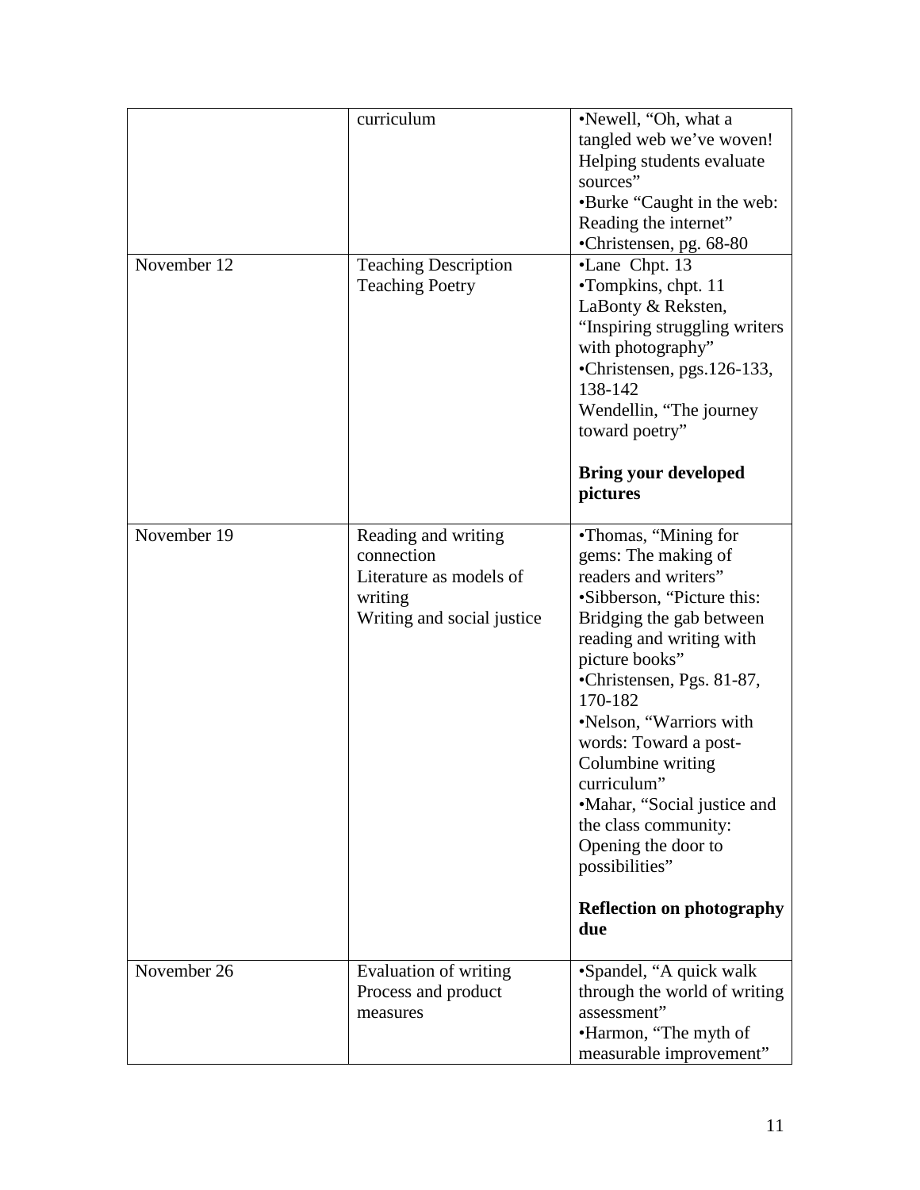| | | |
|---|---|---|
| | curriculum | •Newell, "Oh, what a tangled web we've woven! Helping students evaluate sources"<br>•Burke "Caught in the web: Reading the internet"<br>•Christensen, pg. 68-80 |
| November 12 | Teaching Description<br>Teaching Poetry | •Lane Chpt. 13<br>•Tompkins, chpt. 11<br>LaBonty & Reksten, "Inspiring struggling writers with photography"<br>•Christensen, pgs.126-133, 138-142<br>Wendellin, "The journey toward poetry"<br><br>**Bring your developed pictures** |
| November 19 | Reading and writing connection<br>Literature as models of writing<br>Writing and social justice | •Thomas, "Mining for gems: The making of readers and writers"<br>•Sibberson, "Picture this: Bridging the gab between reading and writing with picture books"<br>•Christensen, Pgs. 81-87, 170-182<br>•Nelson, "Warriors with words: Toward a post-Columbine writing curriculum"<br>•Mahar, "Social justice and the class community: Opening the door to possibilities"<br><br>**Reflection on photography due** |
| November 26 | Evaluation of writing<br>Process and product measures | •Spandel, "A quick walk through the world of writing assessment"<br>•Harmon, "The myth of measurable improvement" |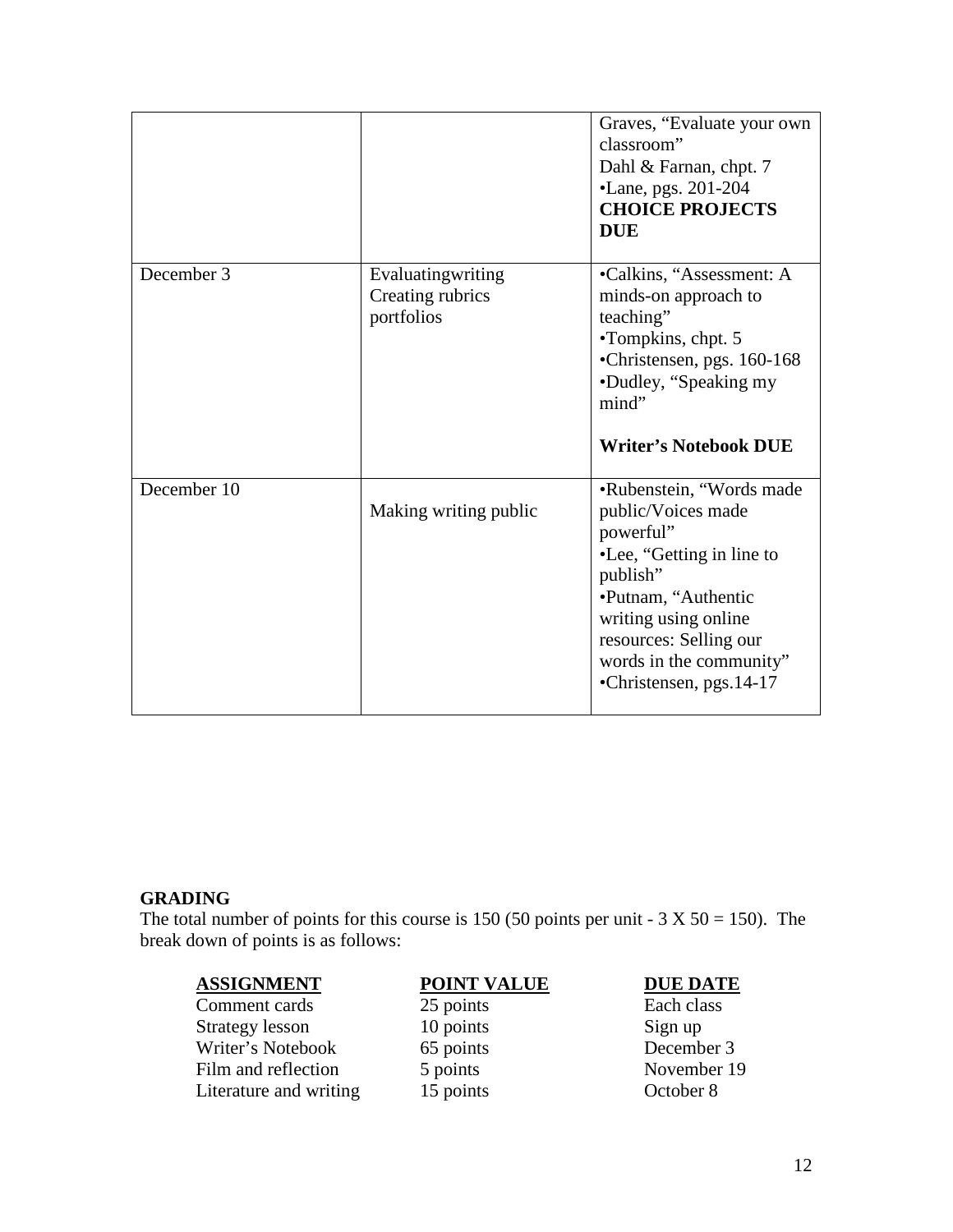| | | |
|---|---|---|
| | | Graves, "Evaluate your own classroom"<br>Dahl & Farnan, chpt. 7<br>•Lane, pgs. 201-204<br>**CHOICE PROJECTS DUE** |
| December 3 | Evaluatingwriting<br>Creating rubrics<br>portfolios | •Calkins, "Assessment: A minds-on approach to teaching"<br>•Tompkins, chpt. 5<br>•Christensen, pgs. 160-168<br>•Dudley, "Speaking my mind"<br><br>**Writer's Notebook DUE** |
| December 10 | Making writing public | •Rubenstein, "Words made public/Voices made powerful"<br>•Lee, "Getting in line to publish"<br>•Putnam, "Authentic writing using online resources: Selling our words in the community"<br>•Christensen, pgs.14-17 |

**GRADING**

The total number of points for this course is 150 (50 points per unit - 3 X 50 = 150). The break down of points is as follows:

| **ASSIGNMENT** | **POINT VALUE** | **DUE DATE** |
|---|---|---|
| Comment cards | 25 points | Each class |
| Strategy lesson | 10 points | Sign up |
| Writer's Notebook | 65 points | December 3 |
| Film and reflection | 5 points | November 19 |
| Literature and writing | 15 points | October 8 |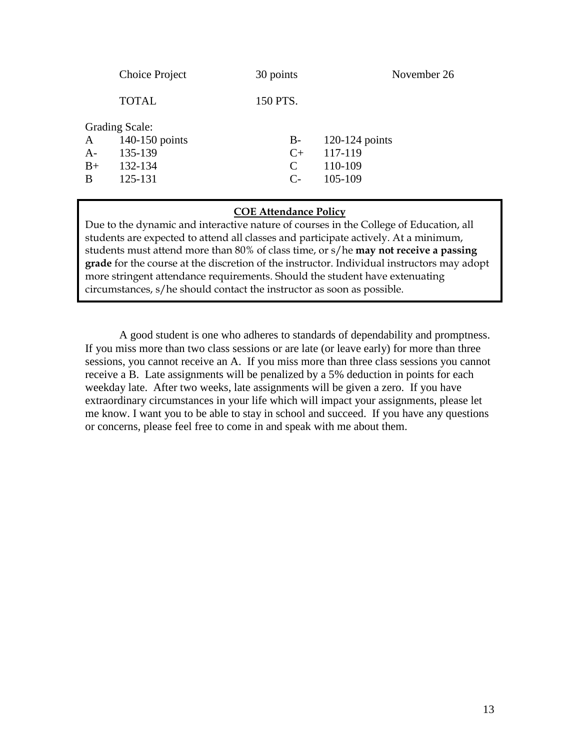| | | |
|---|---|---|
| Choice Project | 30 points | November 26 |
| TOTAL | 150 PTS. | |

Grading Scale:

| | | | |
|---|---|---|---|
| A | 140-150 points | B- | 120-124 points |
| A- | 135-139 | C+ | 117-119 |
| B+ | 132-134 | C | 110-109 |
| B | 125-131 | C- | 105-109 |

**COE Attendance Policy**

Due to the dynamic and interactive nature of courses in the College of Education, all students are expected to attend all classes and participate actively. At a minimum, students must attend more than 80% of class time, or s/he **may not receive a passing grade** for the course at the discretion of the instructor. Individual instructors may adopt more stringent attendance requirements. Should the student have extenuating circumstances, s/he should contact the instructor as soon as possible.

A good student is one who adheres to standards of dependability and promptness. If you miss more than two class sessions or are late (or leave early) for more than three sessions, you cannot receive an A. If you miss more than three class sessions you cannot receive a B. Late assignments will be penalized by a 5% deduction in points for each weekday late. After two weeks, late assignments will be given a zero. If you have extraordinary circumstances in your life which will impact your assignments, please let me know. I want you to be able to stay in school and succeed. If you have any questions or concerns, please feel free to come in and speak with me about them.